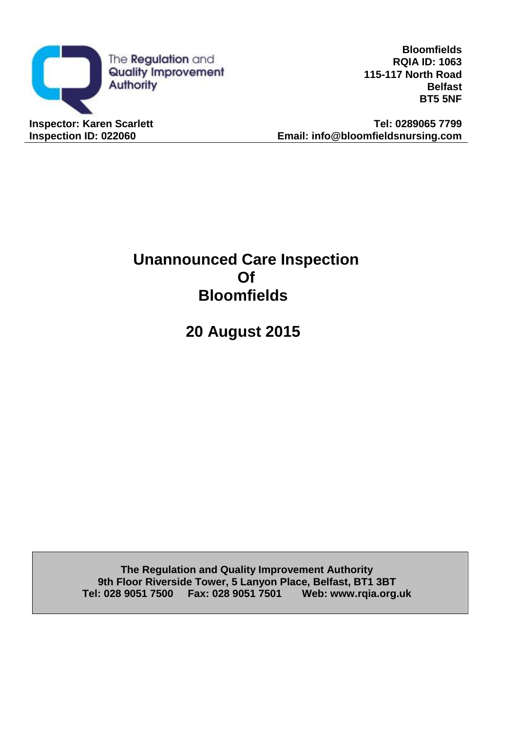The Regulation and Quality Improvement Authority

**Bloomfields**
**RQIA ID: 1063**
**115-117 North Road**
**Belfast**
**BT5 5NF**

**Inspector: Karen Scarlett**
**Inspection ID: 022060**

**Tel: 0289065 7799**
**Email: info@bloomfieldsnursing.com**

# Unannounced Care Inspection Of Bloomfields

## 20 August 2015

**The Regulation and Quality Improvement Authority**
**9th Floor Riverside Tower, 5 Lanyon Place, Belfast, BT1 3BT**
**Tel: 028 9051 7500 Fax: 028 9051 7501 Web: www.rqia.org.uk**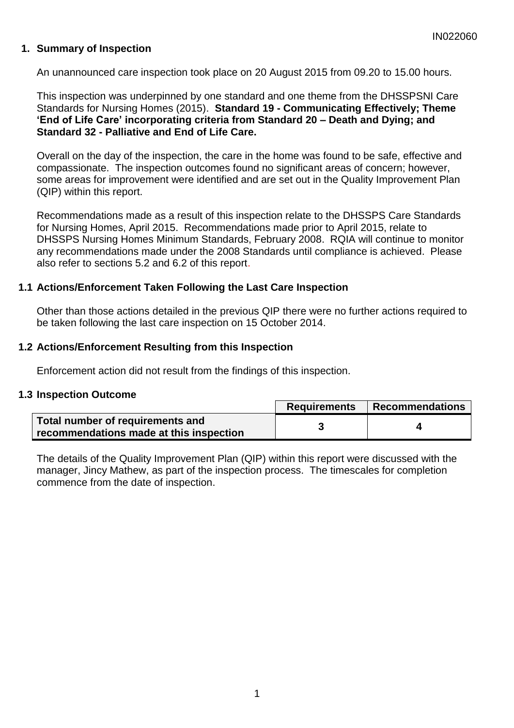## 1. Summary of Inspection

An unannounced care inspection took place on 20 August 2015 from 09.20 to 15.00 hours.

This inspection was underpinned by one standard and one theme from the DHSSPSNI Care Standards for Nursing Homes (2015). **Standard 19 - Communicating Effectively; Theme 'End of Life Care' incorporating criteria from Standard 20 – Death and Dying; and Standard 32 - Palliative and End of Life Care.**

Overall on the day of the inspection, the care in the home was found to be safe, effective and compassionate. The inspection outcomes found no significant areas of concern; however, some areas for improvement were identified and are set out in the Quality Improvement Plan (QIP) within this report.

Recommendations made as a result of this inspection relate to the DHSSPS Care Standards for Nursing Homes, April 2015. Recommendations made prior to April 2015, relate to DHSSPS Nursing Homes Minimum Standards, February 2008. RQIA will continue to monitor any recommendations made under the 2008 Standards until compliance is achieved. Please also refer to sections 5.2 and 6.2 of this report.

### 1.1 Actions/Enforcement Taken Following the Last Care Inspection

Other than those actions detailed in the previous QIP there were no further actions required to be taken following the last care inspection on 15 October 2014.

### 1.2 Actions/Enforcement Resulting from this Inspection

Enforcement action did not result from the findings of this inspection.

### 1.3 Inspection Outcome

| | Requirements | Recommendations |
|---|---|---|
| **Total number of requirements and recommendations made at this inspection** | 3 | 4 |

The details of the Quality Improvement Plan (QIP) within this report were discussed with the manager, Jincy Mathew, as part of the inspection process. The timescales for completion commence from the date of inspection.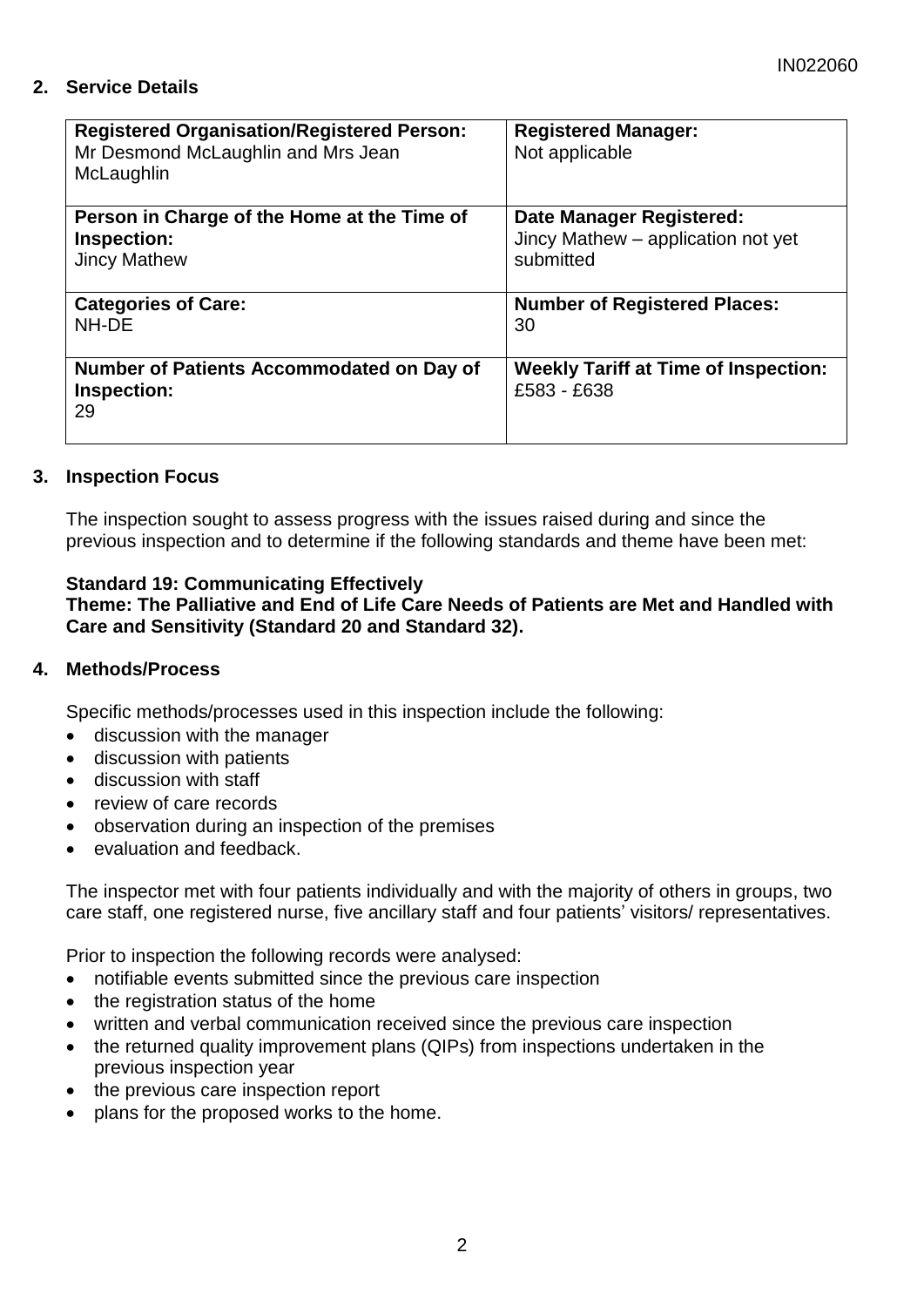## 2. Service Details

| **Registered Organisation/Registered Person:** Mr Desmond McLaughlin and Mrs Jean McLaughlin | **Registered Manager:** Not applicable |
|---|---|
| **Person in Charge of the Home at the Time of Inspection:** Jincy Mathew | **Date Manager Registered:** Jincy Mathew – application not yet submitted |
| **Categories of Care:** NH-DE | **Number of Registered Places:** 30 |
| **Number of Patients Accommodated on Day of Inspection:** 29 | **Weekly Tariff at Time of Inspection:** £583 - £638 |

## 3. Inspection Focus

The inspection sought to assess progress with the issues raised during and since the previous inspection and to determine if the following standards and theme have been met:

**Standard 19: Communicating Effectively**
**Theme: The Palliative and End of Life Care Needs of Patients are Met and Handled with Care and Sensitivity (Standard 20 and Standard 32).**

## 4. Methods/Process

Specific methods/processes used in this inspection include the following:

- discussion with the manager
- discussion with patients
- discussion with staff
- review of care records
- observation during an inspection of the premises
- evaluation and feedback.

The inspector met with four patients individually and with the majority of others in groups, two care staff, one registered nurse, five ancillary staff and four patients' visitors/ representatives.

Prior to inspection the following records were analysed:

- notifiable events submitted since the previous care inspection
- the registration status of the home
- written and verbal communication received since the previous care inspection
- the returned quality improvement plans (QIPs) from inspections undertaken in the previous inspection year
- the previous care inspection report
- plans for the proposed works to the home.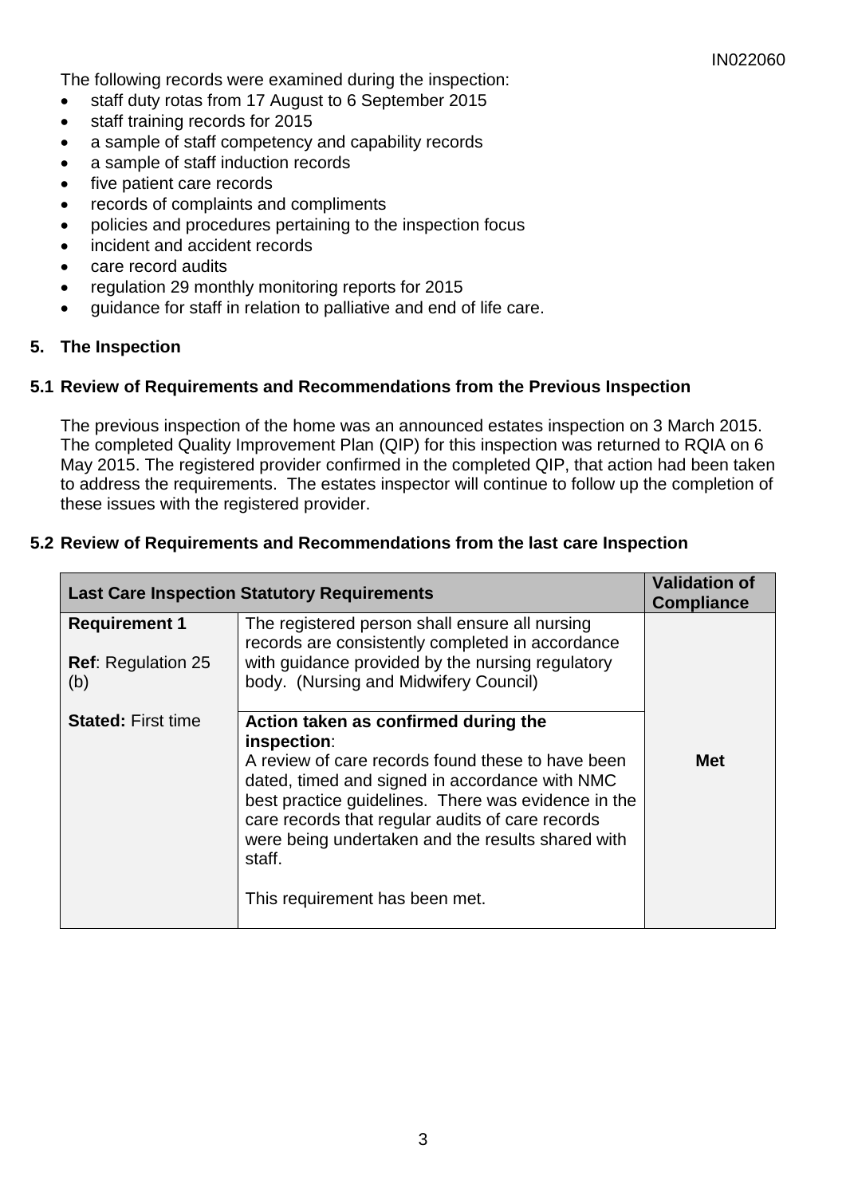The following records were examined during the inspection:

- staff duty rotas from 17 August to 6 September 2015
- staff training records for 2015
- a sample of staff competency and capability records
- a sample of staff induction records
- five patient care records
- records of complaints and compliments
- policies and procedures pertaining to the inspection focus
- incident and accident records
- care record audits
- regulation 29 monthly monitoring reports for 2015
- guidance for staff in relation to palliative and end of life care.

## 5. The Inspection

### 5.1 Review of Requirements and Recommendations from the Previous Inspection

The previous inspection of the home was an announced estates inspection on 3 March 2015. The completed Quality Improvement Plan (QIP) for this inspection was returned to RQIA on 6 May 2015. The registered provider confirmed in the completed QIP, that action had been taken to address the requirements. The estates inspector will continue to follow up the completion of these issues with the registered provider.

### 5.2 Review of Requirements and Recommendations from the last care Inspection

| **Last Care Inspection Statutory Requirements** | | **Validation of Compliance** |
|---|---|---|
| **Requirement 1**<br><br>**Ref**: Regulation 25 (b)<br><br>**Stated:** First time | The registered person shall ensure all nursing records are consistently completed in accordance with guidance provided by the nursing regulatory body. (Nursing and Midwifery Council) | **Met** |
| | **Action taken as confirmed during the inspection**:<br>A review of care records found these to have been dated, timed and signed in accordance with NMC best practice guidelines. There was evidence in the care records that regular audits of care records were being undertaken and the results shared with staff.<br><br>This requirement has been met. | |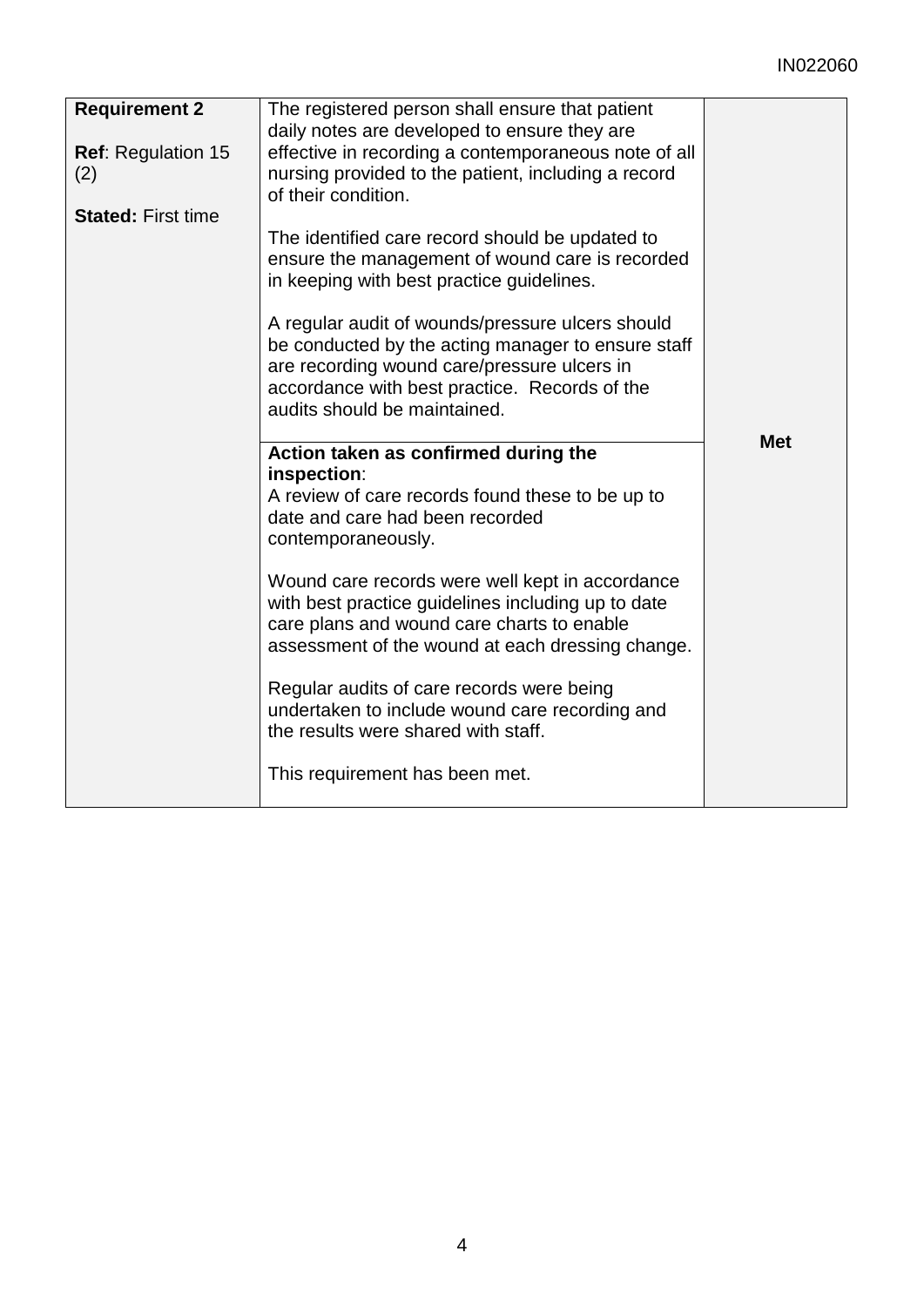| **Requirement 2**<br><br>**Ref**: Regulation 15 (2)<br><br>**Stated:** First time | The registered person shall ensure that patient daily notes are developed to ensure they are effective in recording a contemporaneous note of all nursing provided to the patient, including a record of their condition.<br><br>The identified care record should be updated to ensure the management of wound care is recorded in keeping with best practice guidelines.<br><br>A regular audit of wounds/pressure ulcers should be conducted by the acting manager to ensure staff are recording wound care/pressure ulcers in accordance with best practice. Records of the audits should be maintained. | **Met** |
|---|---|---|
| | **Action taken as confirmed during the inspection**:<br>A review of care records found these to be up to date and care had been recorded contemporaneously.<br><br>Wound care records were well kept in accordance with best practice guidelines including up to date care plans and wound care charts to enable assessment of the wound at each dressing change.<br><br>Regular audits of care records were being undertaken to include wound care recording and the results were shared with staff.<br><br>This requirement has been met. | |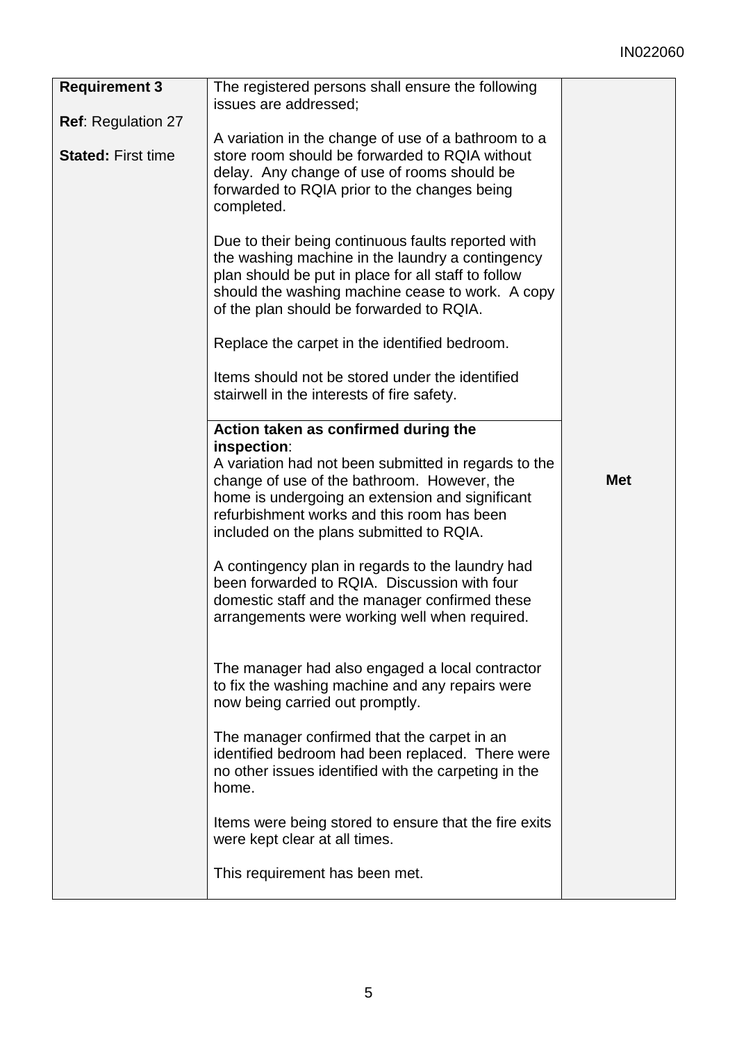| **Requirement 3**<br><br>**Ref**: Regulation 27<br><br>**Stated:** First time | The registered persons shall ensure the following issues are addressed;<br><br>A variation in the change of use of a bathroom to a store room should be forwarded to RQIA without delay. Any change of use of rooms should be forwarded to RQIA prior to the changes being completed.<br><br>Due to their being continuous faults reported with the washing machine in the laundry a contingency plan should be put in place for all staff to follow should the washing machine cease to work. A copy of the plan should be forwarded to RQIA.<br><br>Replace the carpet in the identified bedroom.<br><br>Items should not be stored under the identified stairwell in the interests of fire safety. | **Met** |
|---|---|---|
| | **Action taken as confirmed during the inspection**:<br>A variation had not been submitted in regards to the change of use of the bathroom. However, the home is undergoing an extension and significant refurbishment works and this room has been included on the plans submitted to RQIA.<br><br>A contingency plan in regards to the laundry had been forwarded to RQIA. Discussion with four domestic staff and the manager confirmed these arrangements were working well when required.<br><br>The manager had also engaged a local contractor to fix the washing machine and any repairs were now being carried out promptly.<br><br>The manager confirmed that the carpet in an identified bedroom had been replaced. There were no other issues identified with the carpeting in the home.<br><br>Items were being stored to ensure that the fire exits were kept clear at all times.<br><br>This requirement has been met. | |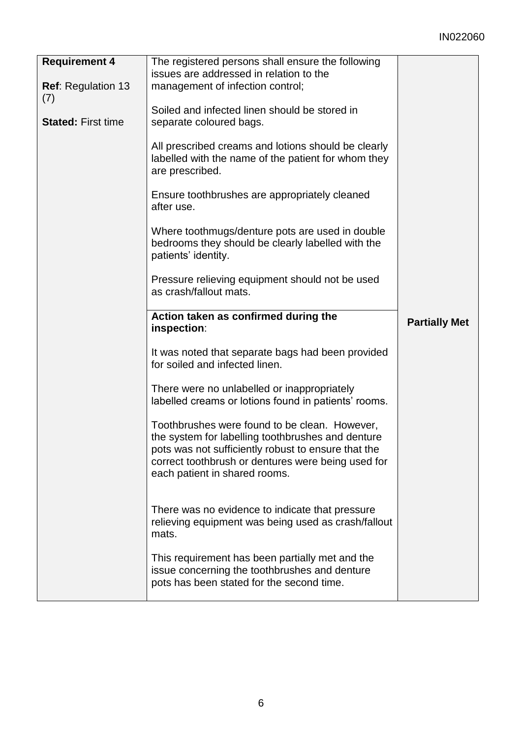| **Requirement 4**<br><br>**Ref**: Regulation 13 (7)<br><br>**Stated:** First time | The registered persons shall ensure the following issues are addressed in relation to the management of infection control;<br><br>Soiled and infected linen should be stored in separate coloured bags.<br><br>All prescribed creams and lotions should be clearly labelled with the name of the patient for whom they are prescribed.<br><br>Ensure toothbrushes are appropriately cleaned after use.<br><br>Where toothmugs/denture pots are used in double bedrooms they should be clearly labelled with the patients' identity.<br><br>Pressure relieving equipment should not be used as crash/fallout mats. | **Partially Met** |
|---|---|---|
| | **Action taken as confirmed during the inspection**:<br><br>It was noted that separate bags had been provided for soiled and infected linen.<br><br>There were no unlabelled or inappropriately labelled creams or lotions found in patients' rooms.<br><br>Toothbrushes were found to be clean. However, the system for labelling toothbrushes and denture pots was not sufficiently robust to ensure that the correct toothbrush or dentures were being used for each patient in shared rooms.<br><br>There was no evidence to indicate that pressure relieving equipment was being used as crash/fallout mats.<br><br>This requirement has been partially met and the issue concerning the toothbrushes and denture pots has been stated for the second time. | |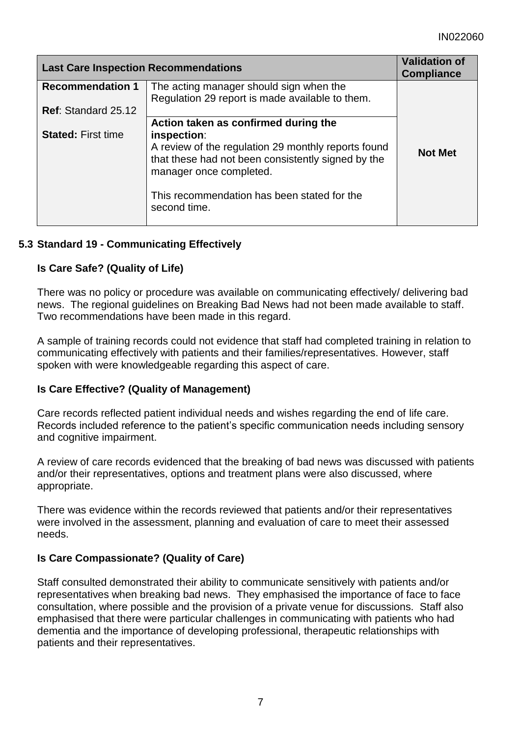| Last Care Inspection Recommendations | | Validation of Compliance |
|---|---|---|
| **Recommendation 1**<br><br>**Ref**: Standard 25.12<br><br>**Stated:** First time | The acting manager should sign when the Regulation 29 report is made available to them.<br><br>**Action taken as confirmed during the inspection**:<br>A review of the regulation 29 monthly reports found that these had not been consistently signed by the manager once completed.<br><br>This recommendation has been stated for the second time. | **Not Met** |

### 5.3 Standard 19 - Communicating Effectively

**Is Care Safe? (Quality of Life)**

There was no policy or procedure was available on communicating effectively/ delivering bad news. The regional guidelines on Breaking Bad News had not been made available to staff. Two recommendations have been made in this regard.

A sample of training records could not evidence that staff had completed training in relation to communicating effectively with patients and their families/representatives. However, staff spoken with were knowledgeable regarding this aspect of care.

**Is Care Effective? (Quality of Management)**

Care records reflected patient individual needs and wishes regarding the end of life care. Records included reference to the patient's specific communication needs including sensory and cognitive impairment.

A review of care records evidenced that the breaking of bad news was discussed with patients and/or their representatives, options and treatment plans were also discussed, where appropriate.

There was evidence within the records reviewed that patients and/or their representatives were involved in the assessment, planning and evaluation of care to meet their assessed needs.

**Is Care Compassionate? (Quality of Care)**

Staff consulted demonstrated their ability to communicate sensitively with patients and/or representatives when breaking bad news. They emphasised the importance of face to face consultation, where possible and the provision of a private venue for discussions. Staff also emphasised that there were particular challenges in communicating with patients who had dementia and the importance of developing professional, therapeutic relationships with patients and their representatives.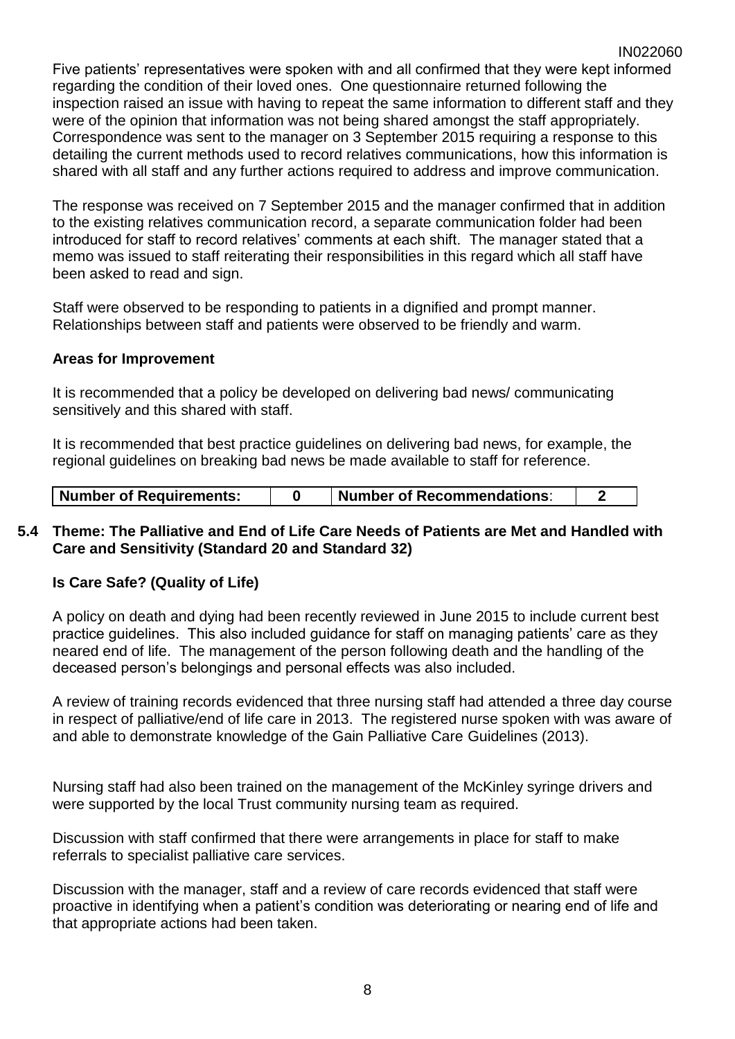Five patients' representatives were spoken with and all confirmed that they were kept informed regarding the condition of their loved ones. One questionnaire returned following the inspection raised an issue with having to repeat the same information to different staff and they were of the opinion that information was not being shared amongst the staff appropriately. Correspondence was sent to the manager on 3 September 2015 requiring a response to this detailing the current methods used to record relatives communications, how this information is shared with all staff and any further actions required to address and improve communication.

The response was received on 7 September 2015 and the manager confirmed that in addition to the existing relatives communication record, a separate communication folder had been introduced for staff to record relatives' comments at each shift. The manager stated that a memo was issued to staff reiterating their responsibilities in this regard which all staff have been asked to read and sign.

Staff were observed to be responding to patients in a dignified and prompt manner. Relationships between staff and patients were observed to be friendly and warm.

**Areas for Improvement**

It is recommended that a policy be developed on delivering bad news/ communicating sensitively and this shared with staff.

It is recommended that best practice guidelines on delivering bad news, for example, the regional guidelines on breaking bad news be made available to staff for reference.

| **Number of Requirements:** | **0** | **Number of Recommendations**: | **2** |
|---|---|---|---|

## 5.4 Theme: The Palliative and End of Life Care Needs of Patients are Met and Handled with Care and Sensitivity (Standard 20 and Standard 32)

**Is Care Safe? (Quality of Life)**

A policy on death and dying had been recently reviewed in June 2015 to include current best practice guidelines. This also included guidance for staff on managing patients' care as they neared end of life. The management of the person following death and the handling of the deceased person's belongings and personal effects was also included.

A review of training records evidenced that three nursing staff had attended a three day course in respect of palliative/end of life care in 2013. The registered nurse spoken with was aware of and able to demonstrate knowledge of the Gain Palliative Care Guidelines (2013).

Nursing staff had also been trained on the management of the McKinley syringe drivers and were supported by the local Trust community nursing team as required.

Discussion with staff confirmed that there were arrangements in place for staff to make referrals to specialist palliative care services.

Discussion with the manager, staff and a review of care records evidenced that staff were proactive in identifying when a patient's condition was deteriorating or nearing end of life and that appropriate actions had been taken.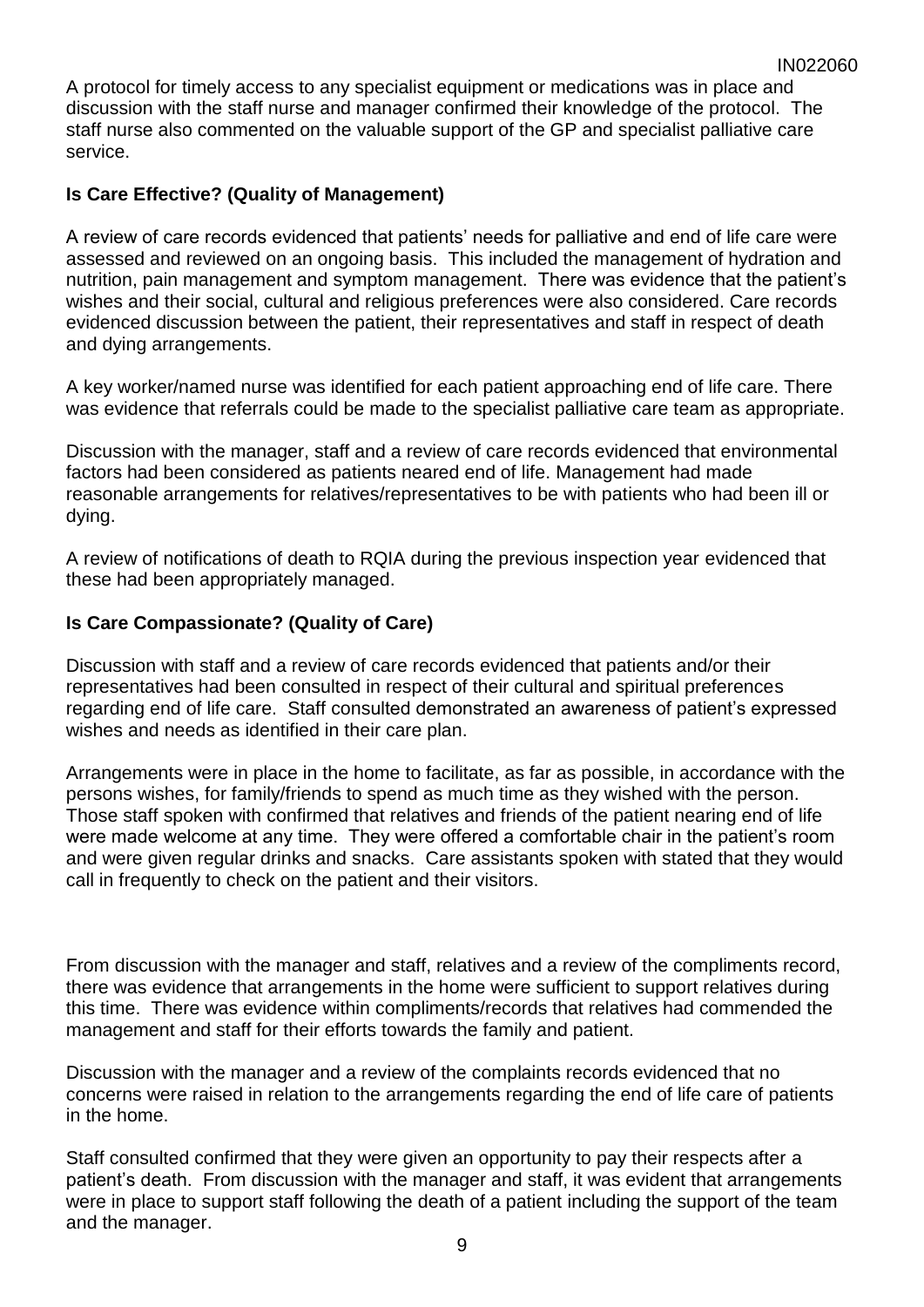A protocol for timely access to any specialist equipment or medications was in place and discussion with the staff nurse and manager confirmed their knowledge of the protocol. The staff nurse also commented on the valuable support of the GP and specialist palliative care service.

**Is Care Effective? (Quality of Management)**

A review of care records evidenced that patients' needs for palliative and end of life care were assessed and reviewed on an ongoing basis. This included the management of hydration and nutrition, pain management and symptom management. There was evidence that the patient's wishes and their social, cultural and religious preferences were also considered. Care records evidenced discussion between the patient, their representatives and staff in respect of death and dying arrangements.

A key worker/named nurse was identified for each patient approaching end of life care. There was evidence that referrals could be made to the specialist palliative care team as appropriate.

Discussion with the manager, staff and a review of care records evidenced that environmental factors had been considered as patients neared end of life. Management had made reasonable arrangements for relatives/representatives to be with patients who had been ill or dying.

A review of notifications of death to RQIA during the previous inspection year evidenced that these had been appropriately managed.

**Is Care Compassionate? (Quality of Care)**

Discussion with staff and a review of care records evidenced that patients and/or their representatives had been consulted in respect of their cultural and spiritual preferences regarding end of life care. Staff consulted demonstrated an awareness of patient's expressed wishes and needs as identified in their care plan.

Arrangements were in place in the home to facilitate, as far as possible, in accordance with the persons wishes, for family/friends to spend as much time as they wished with the person. Those staff spoken with confirmed that relatives and friends of the patient nearing end of life were made welcome at any time. They were offered a comfortable chair in the patient's room and were given regular drinks and snacks. Care assistants spoken with stated that they would call in frequently to check on the patient and their visitors.

From discussion with the manager and staff, relatives and a review of the compliments record, there was evidence that arrangements in the home were sufficient to support relatives during this time. There was evidence within compliments/records that relatives had commended the management and staff for their efforts towards the family and patient.

Discussion with the manager and a review of the complaints records evidenced that no concerns were raised in relation to the arrangements regarding the end of life care of patients in the home.

Staff consulted confirmed that they were given an opportunity to pay their respects after a patient's death. From discussion with the manager and staff, it was evident that arrangements were in place to support staff following the death of a patient including the support of the team and the manager.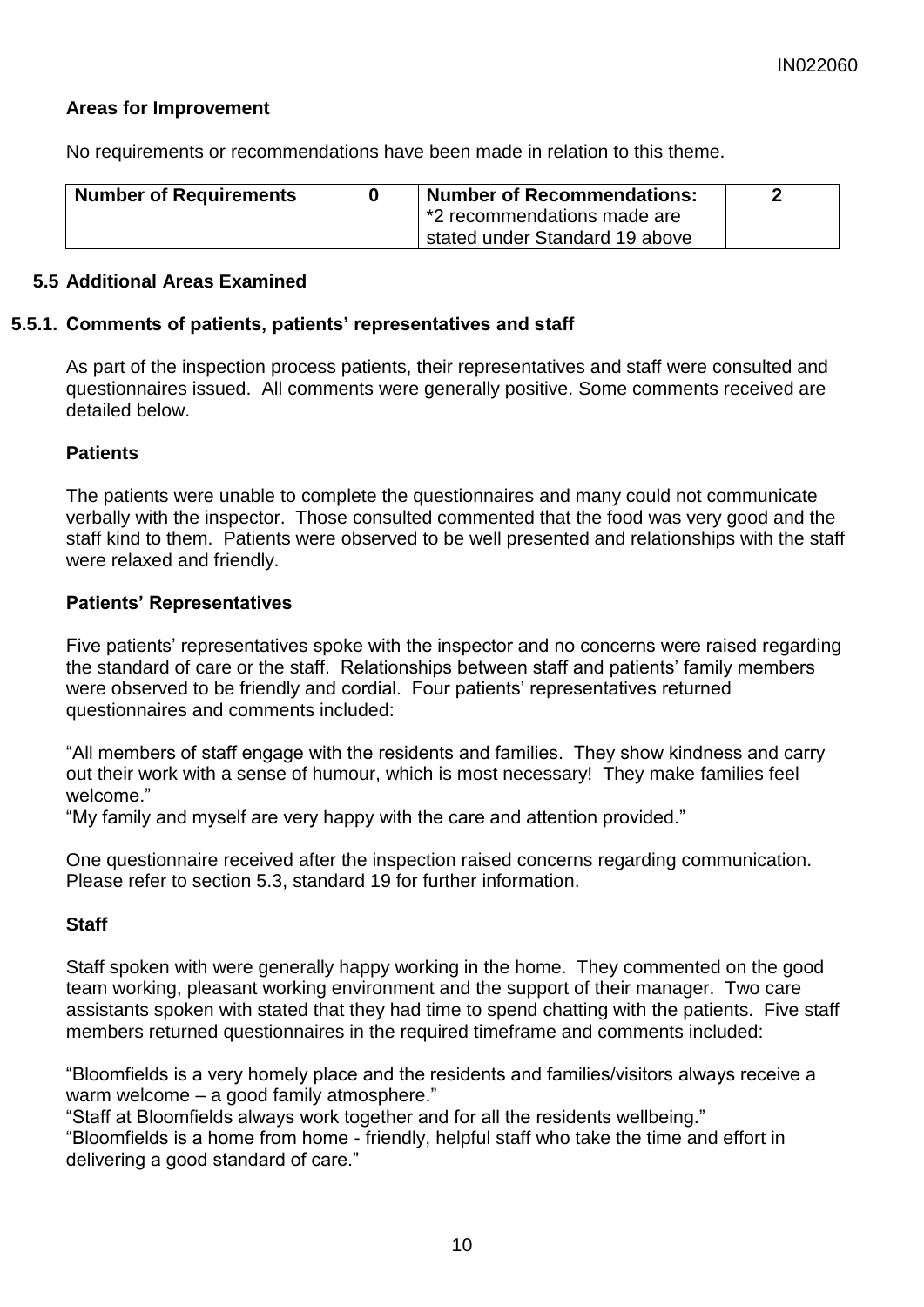**Areas for Improvement**

No requirements or recommendations have been made in relation to this theme.

| Number of Requirements | 0 | Number of Recommendations: *2 recommendations made are stated under Standard 19 above | 2 |
|---|---|---|---|

## 5.5 Additional Areas Examined

### 5.5.1. Comments of patients, patients' representatives and staff

As part of the inspection process patients, their representatives and staff were consulted and questionnaires issued. All comments were generally positive. Some comments received are detailed below.

**Patients**

The patients were unable to complete the questionnaires and many could not communicate verbally with the inspector. Those consulted commented that the food was very good and the staff kind to them. Patients were observed to be well presented and relationships with the staff were relaxed and friendly.

**Patients' Representatives**

Five patients' representatives spoke with the inspector and no concerns were raised regarding the standard of care or the staff. Relationships between staff and patients' family members were observed to be friendly and cordial. Four patients' representatives returned questionnaires and comments included:

"All members of staff engage with the residents and families. They show kindness and carry out their work with a sense of humour, which is most necessary! They make families feel welcome."
"My family and myself are very happy with the care and attention provided."

One questionnaire received after the inspection raised concerns regarding communication. Please refer to section 5.3, standard 19 for further information.

**Staff**

Staff spoken with were generally happy working in the home. They commented on the good team working, pleasant working environment and the support of their manager. Two care assistants spoken with stated that they had time to spend chatting with the patients. Five staff members returned questionnaires in the required timeframe and comments included:

"Bloomfields is a very homely place and the residents and families/visitors always receive a warm welcome – a good family atmosphere."
"Staff at Bloomfields always work together and for all the residents wellbeing."
"Bloomfields is a home from home - friendly, helpful staff who take the time and effort in delivering a good standard of care."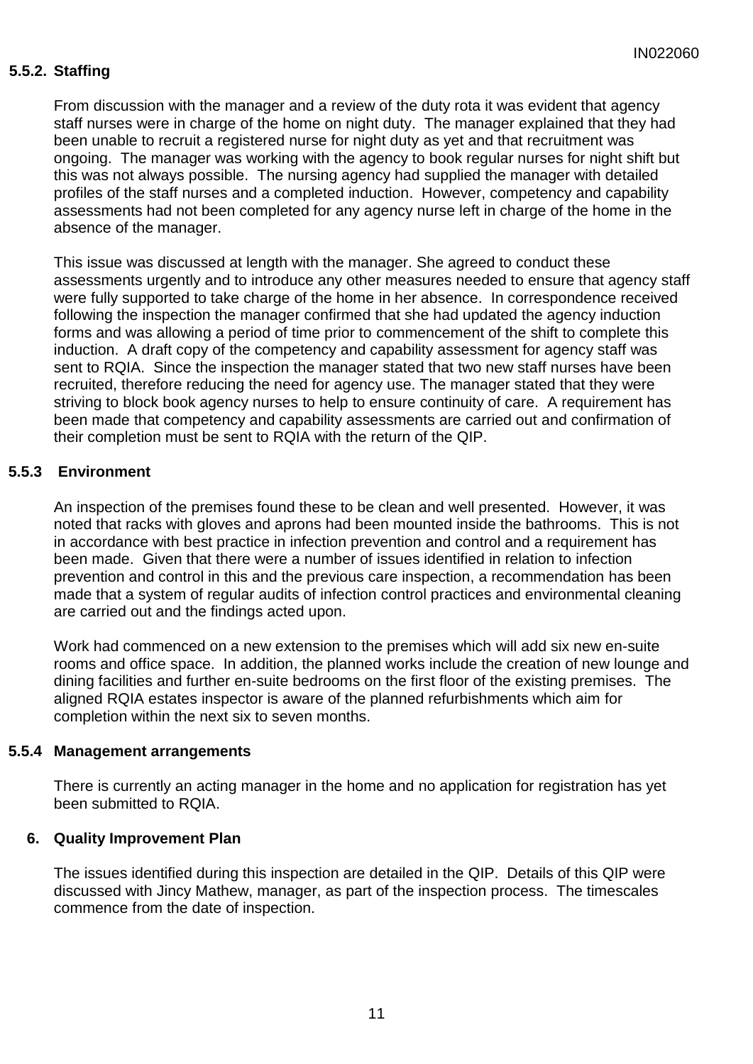### 5.5.2. Staffing

From discussion with the manager and a review of the duty rota it was evident that agency staff nurses were in charge of the home on night duty. The manager explained that they had been unable to recruit a registered nurse for night duty as yet and that recruitment was ongoing. The manager was working with the agency to book regular nurses for night shift but this was not always possible. The nursing agency had supplied the manager with detailed profiles of the staff nurses and a completed induction. However, competency and capability assessments had not been completed for any agency nurse left in charge of the home in the absence of the manager.

This issue was discussed at length with the manager. She agreed to conduct these assessments urgently and to introduce any other measures needed to ensure that agency staff were fully supported to take charge of the home in her absence. In correspondence received following the inspection the manager confirmed that she had updated the agency induction forms and was allowing a period of time prior to commencement of the shift to complete this induction. A draft copy of the competency and capability assessment for agency staff was sent to RQIA. Since the inspection the manager stated that two new staff nurses have been recruited, therefore reducing the need for agency use. The manager stated that they were striving to block book agency nurses to help to ensure continuity of care. A requirement has been made that competency and capability assessments are carried out and confirmation of their completion must be sent to RQIA with the return of the QIP.

### 5.5.3 Environment

An inspection of the premises found these to be clean and well presented. However, it was noted that racks with gloves and aprons had been mounted inside the bathrooms. This is not in accordance with best practice in infection prevention and control and a requirement has been made. Given that there were a number of issues identified in relation to infection prevention and control in this and the previous care inspection, a recommendation has been made that a system of regular audits of infection control practices and environmental cleaning are carried out and the findings acted upon.

Work had commenced on a new extension to the premises which will add six new en-suite rooms and office space. In addition, the planned works include the creation of new lounge and dining facilities and further en-suite bedrooms on the first floor of the existing premises. The aligned RQIA estates inspector is aware of the planned refurbishments which aim for completion within the next six to seven months.

### 5.5.4 Management arrangements

There is currently an acting manager in the home and no application for registration has yet been submitted to RQIA.

## 6. Quality Improvement Plan

The issues identified during this inspection are detailed in the QIP. Details of this QIP were discussed with Jincy Mathew, manager, as part of the inspection process. The timescales commence from the date of inspection.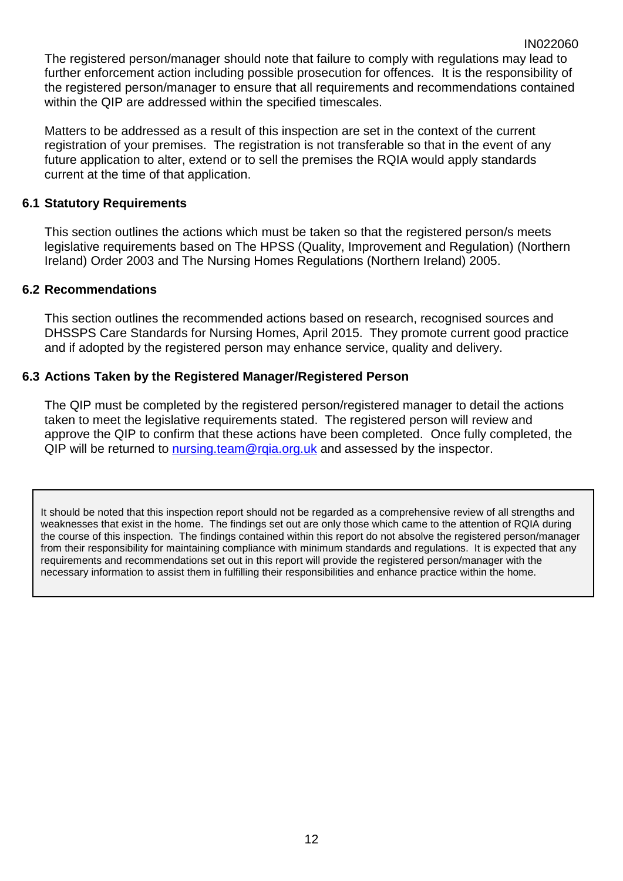The registered person/manager should note that failure to comply with regulations may lead to further enforcement action including possible prosecution for offences. It is the responsibility of the registered person/manager to ensure that all requirements and recommendations contained within the QIP are addressed within the specified timescales.

Matters to be addressed as a result of this inspection are set in the context of the current registration of your premises. The registration is not transferable so that in the event of any future application to alter, extend or to sell the premises the RQIA would apply standards current at the time of that application.

### 6.1 Statutory Requirements

This section outlines the actions which must be taken so that the registered person/s meets legislative requirements based on The HPSS (Quality, Improvement and Regulation) (Northern Ireland) Order 2003 and The Nursing Homes Regulations (Northern Ireland) 2005.

### 6.2 Recommendations

This section outlines the recommended actions based on research, recognised sources and DHSSPS Care Standards for Nursing Homes, April 2015. They promote current good practice and if adopted by the registered person may enhance service, quality and delivery.

### 6.3 Actions Taken by the Registered Manager/Registered Person

The QIP must be completed by the registered person/registered manager to detail the actions taken to meet the legislative requirements stated. The registered person will review and approve the QIP to confirm that these actions have been completed. Once fully completed, the QIP will be returned to nursing.team@rqia.org.uk and assessed by the inspector.

> It should be noted that this inspection report should not be regarded as a comprehensive review of all strengths and weaknesses that exist in the home. The findings set out are only those which came to the attention of RQIA during the course of this inspection. The findings contained within this report do not absolve the registered person/manager from their responsibility for maintaining compliance with minimum standards and regulations. It is expected that any requirements and recommendations set out in this report will provide the registered person/manager with the necessary information to assist them in fulfilling their responsibilities and enhance practice within the home.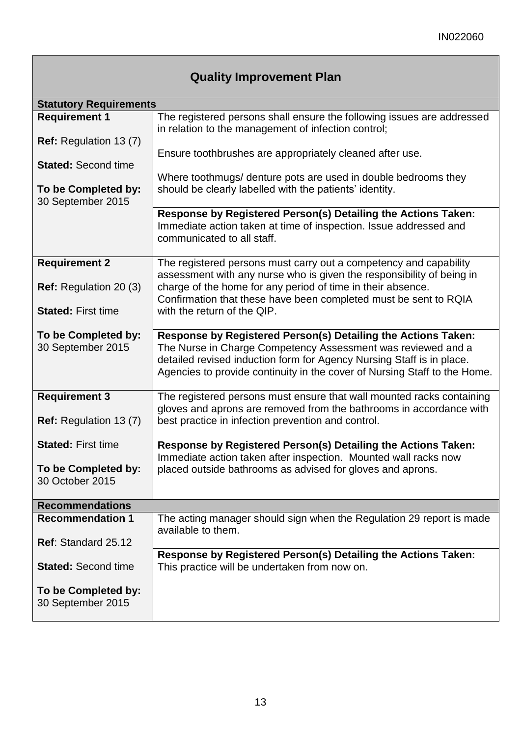## Quality Improvement Plan

| Statutory Requirements | |
|---|---|
| **Requirement 1**<br><br>**Ref:** Regulation 13 (7)<br><br>**Stated:** Second time<br><br>**To be Completed by:** 30 September 2015 | The registered persons shall ensure the following issues are addressed in relation to the management of infection control;<br><br>Ensure toothbrushes are appropriately cleaned after use.<br><br>Where toothmugs/ denture pots are used in double bedrooms they should be clearly labelled with the patients' identity. |
| | **Response by Registered Person(s) Detailing the Actions Taken:**<br>Immediate action taken at time of inspection. Issue addressed and communicated to all staff. |
| **Requirement 2**<br><br>**Ref:** Regulation 20 (3)<br><br>**Stated:** First time<br><br>**To be Completed by:** 30 September 2015 | The registered persons must carry out a competency and capability assessment with any nurse who is given the responsibility of being in charge of the home for any period of time in their absence. Confirmation that these have been completed must be sent to RQIA with the return of the QIP. |
| | **Response by Registered Person(s) Detailing the Actions Taken:**<br>The Nurse in Charge Competency Assessment was reviewed and a detailed revised induction form for Agency Nursing Staff is in place. Agencies to provide continuity in the cover of Nursing Staff to the Home. |
| **Requirement 3**<br><br>**Ref:** Regulation 13 (7)<br><br>**Stated:** First time<br><br>**To be Completed by:** 30 October 2015 | The registered persons must ensure that wall mounted racks containing gloves and aprons are removed from the bathrooms in accordance with best practice in infection prevention and control. |
| | **Response by Registered Person(s) Detailing the Actions Taken:**<br>Immediate action taken after inspection. Mounted wall racks now placed outside bathrooms as advised for gloves and aprons. |
| **Recommendations** | |
| **Recommendation 1**<br><br>**Ref**: Standard 25.12<br><br>**Stated:** Second time<br><br>**To be Completed by:** 30 September 2015 | The acting manager should sign when the Regulation 29 report is made available to them. |
| | **Response by Registered Person(s) Detailing the Actions Taken:**<br>This practice will be undertaken from now on. |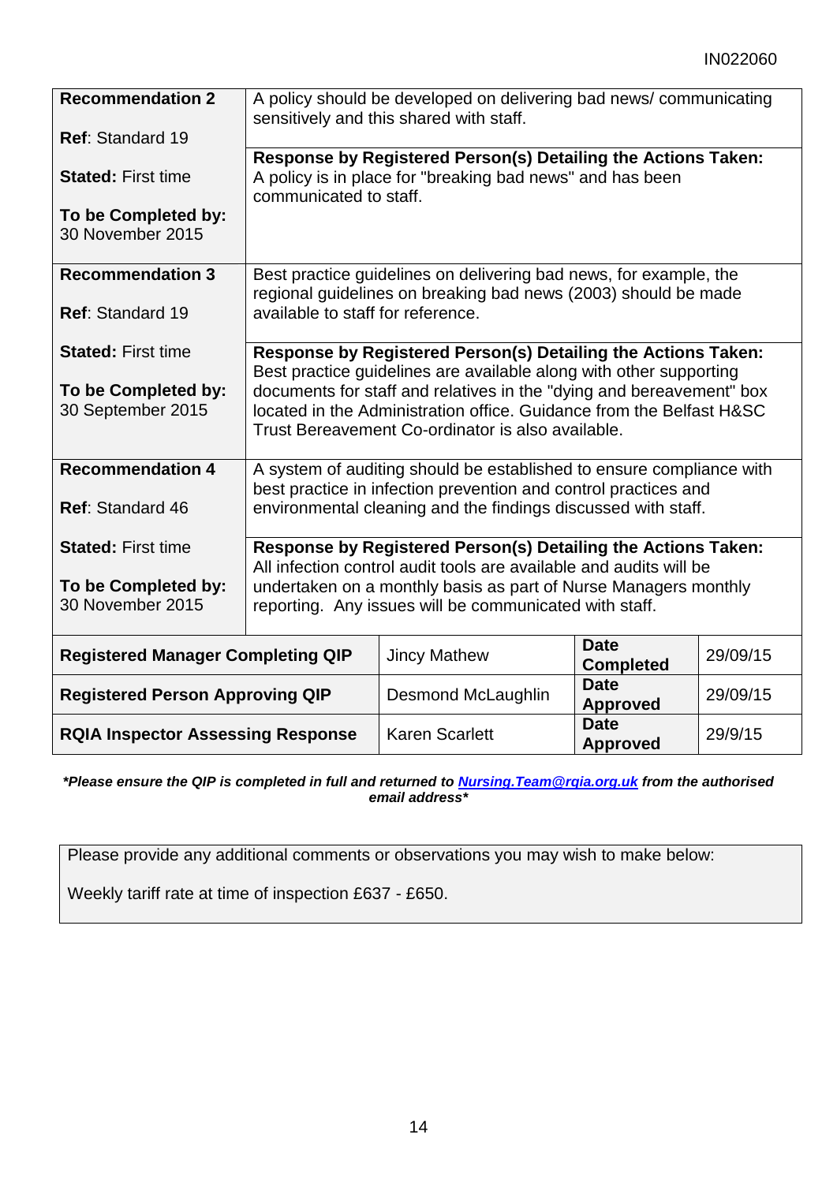| | |
|---|---|
| **Recommendation 2**<br><br>**Ref**: Standard 19<br><br>**Stated:** First time<br><br>**To be Completed by:** 30 November 2015 | A policy should be developed on delivering bad news/ communicating sensitively and this shared with staff.<br><br>**Response by Registered Person(s) Detailing the Actions Taken:**<br>A policy is in place for "breaking bad news" and has been communicated to staff. |
| **Recommendation 3**<br><br>**Ref**: Standard 19<br><br>**Stated:** First time<br><br>**To be Completed by:** 30 September 2015 | Best practice guidelines on delivering bad news, for example, the regional guidelines on breaking bad news (2003) should be made available to staff for reference.<br><br>**Response by Registered Person(s) Detailing the Actions Taken:**<br>Best practice guidelines are available along with other supporting documents for staff and relatives in the "dying and bereavement" box located in the Administration office. Guidance from the Belfast H&SC Trust Bereavement Co-ordinator is also available. |
| **Recommendation 4**<br><br>**Ref**: Standard 46<br><br>**Stated:** First time<br><br>**To be Completed by:** 30 November 2015 | A system of auditing should be established to ensure compliance with best practice in infection prevention and control practices and environmental cleaning and the findings discussed with staff.<br><br>**Response by Registered Person(s) Detailing the Actions Taken:**<br>All infection control audit tools are available and audits will be undertaken on a monthly basis as part of Nurse Managers monthly reporting. Any issues will be communicated with staff. |

| | | | |
|---|---|---|---|
| **Registered Manager Completing QIP** | Jincy Mathew | **Date Completed** | 29/09/15 |
| **Registered Person Approving QIP** | Desmond McLaughlin | **Date Approved** | 29/09/15 |
| **RQIA Inspector Assessing Response** | Karen Scarlett | **Date Approved** | 29/9/15 |

***Please ensure the QIP is completed in full and returned to Nursing.Team@rqia.org.uk from the authorised email address***

Please provide any additional comments or observations you may wish to make below:

Weekly tariff rate at time of inspection £637 - £650.